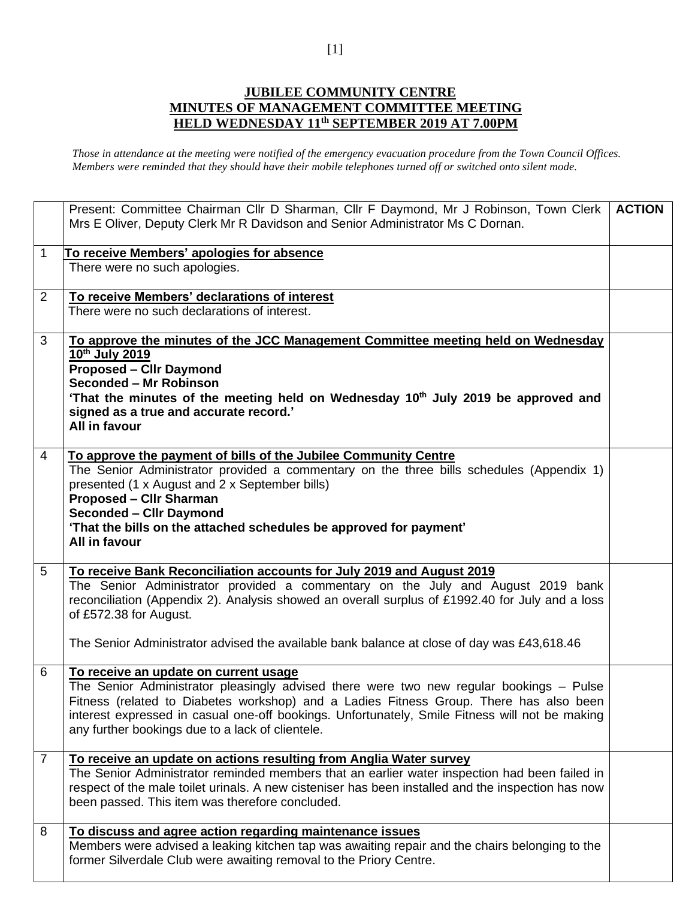# JUBILEE COMMUNITY CENTRE
## MINUTES OF MANAGEMENT COMMITTEE MEETING
## HELD WEDNESDAY 11th SEPTEMBER 2019 AT 7.00PM

*Those in attendance at the meeting were notified of the emergency evacuation procedure from the Town Council Offices. Members were reminded that they should have their mobile telephones turned off or switched onto silent mode.*

| | | |
|---|---|---|
| | Present: Committee Chairman Cllr D Sharman, Cllr F Daymond, Mr J Robinson, Town Clerk Mrs E Oliver, Deputy Clerk Mr R Davidson and Senior Administrator Ms C Dornan. | **ACTION** |
| 1 | **To receive Members' apologies for absence**<br>There were no such apologies. | |
| 2 | **To receive Members' declarations of interest**<br>There were no such declarations of interest. | |
| 3 | **To approve the minutes of the JCC Management Committee meeting held on Wednesday 10th July 2019**<br>**Proposed – Cllr Daymond**<br>**Seconded – Mr Robinson**<br>**'That the minutes of the meeting held on Wednesday 10th July 2019 be approved and signed as a true and accurate record.'**<br>**All in favour** | |
| 4 | **To approve the payment of bills of the Jubilee Community Centre**<br>The Senior Administrator provided a commentary on the three bills schedules (Appendix 1) presented (1 x August and 2 x September bills)<br>**Proposed – Cllr Sharman**<br>**Seconded – Cllr Daymond**<br>**'That the bills on the attached schedules be approved for payment'**<br>**All in favour** | |
| 5 | **To receive Bank Reconciliation accounts for July 2019 and August 2019**<br>The Senior Administrator provided a commentary on the July and August 2019 bank reconciliation (Appendix 2). Analysis showed an overall surplus of £1992.40 for July and a loss of £572.38 for August.<br><br>The Senior Administrator advised the available bank balance at close of day was £43,618.46 | |
| 6 | **To receive an update on current usage**<br>The Senior Administrator pleasingly advised there were two new regular bookings – Pulse Fitness (related to Diabetes workshop) and a Ladies Fitness Group. There has also been interest expressed in casual one-off bookings. Unfortunately, Smile Fitness will not be making any further bookings due to a lack of clientele. | |
| 7 | **To receive an update on actions resulting from Anglia Water survey**<br>The Senior Administrator reminded members that an earlier water inspection had been failed in respect of the male toilet urinals. A new cisteniser has been installed and the inspection has now been passed. This item was therefore concluded. | |
| 8 | **To discuss and agree action regarding maintenance issues**<br>Members were advised a leaking kitchen tap was awaiting repair and the chairs belonging to the former Silverdale Club were awaiting removal to the Priory Centre. | |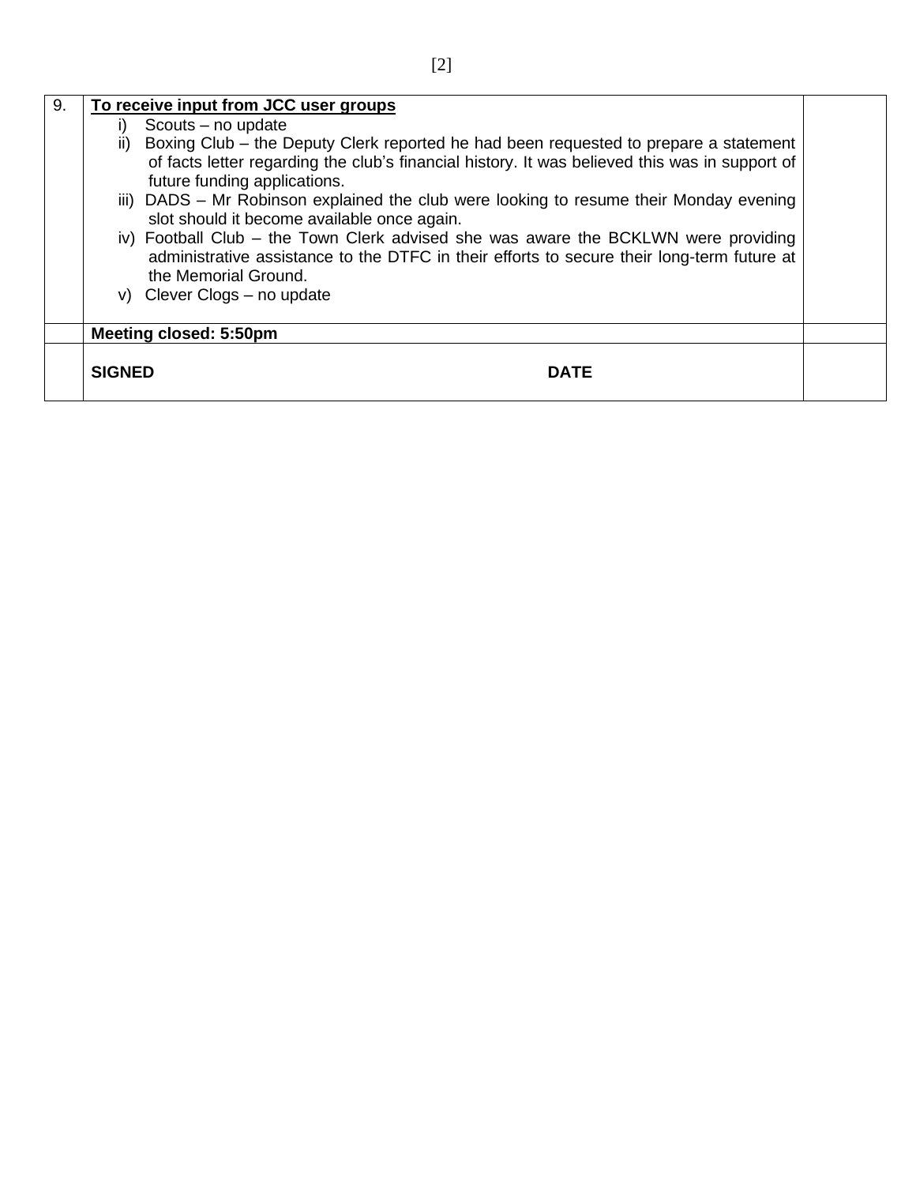| | | |
|---|---|---|
| 9. | **<u>To receive input from JCC user groups</u>**<br>i) Scouts – no update<br>ii) Boxing Club – the Deputy Clerk reported he had been requested to prepare a statement of facts letter regarding the club's financial history. It was believed this was in support of future funding applications.<br>iii) DADS – Mr Robinson explained the club were looking to resume their Monday evening slot should it become available once again.<br>iv) Football Club – the Town Clerk advised she was aware the BCKLWN were providing administrative assistance to the DTFC in their efforts to secure their long-term future at the Memorial Ground.<br>v) Clever Clogs – no update | |
| | **Meeting closed: 5:50pm** | |
| | **SIGNED** **DATE** | |